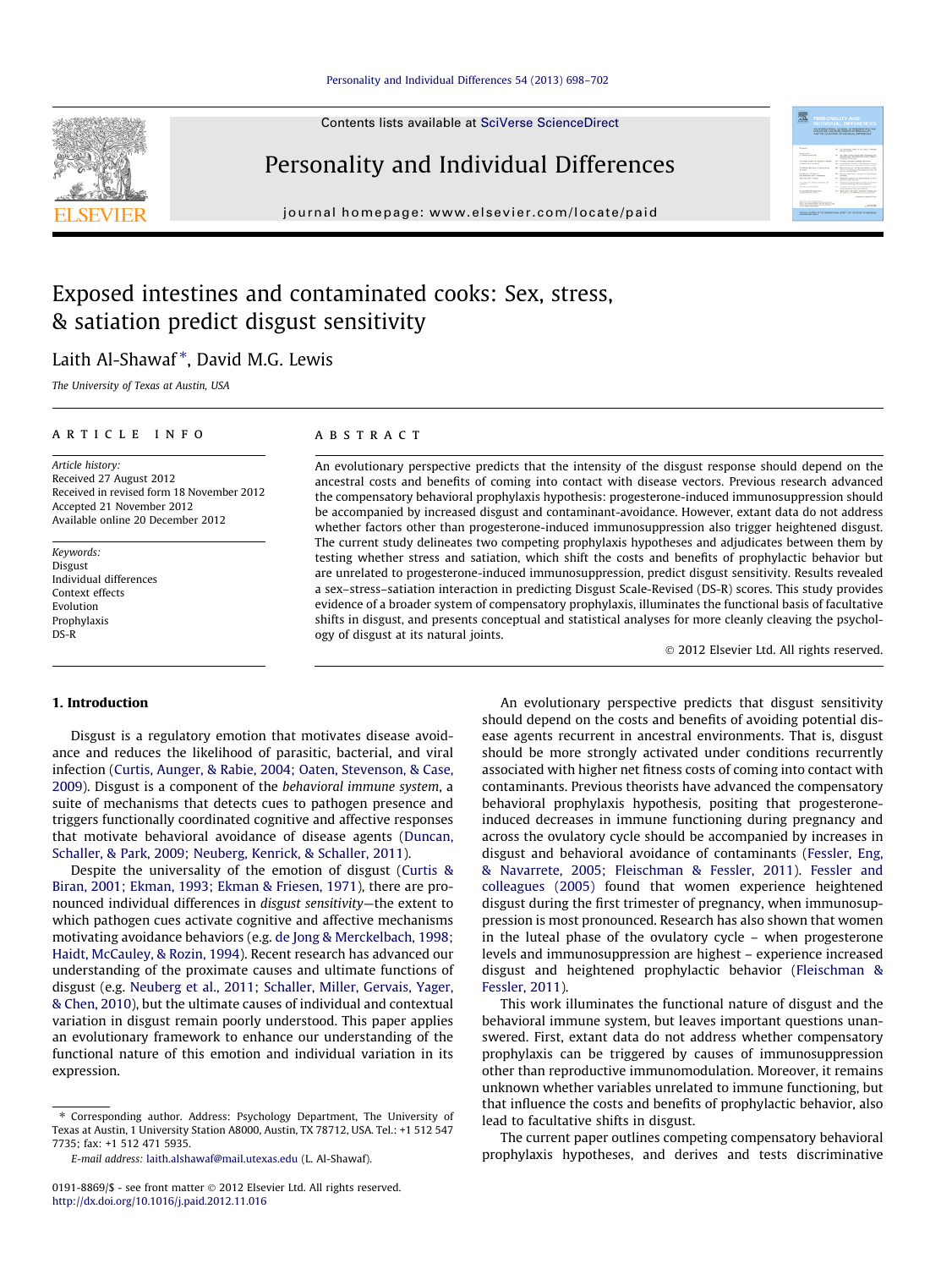# Exposed intestines and contaminated cooks: Sex, stress, & satiation predict disgust sensitivity

Laith Al-Shawaf *, David M.G. Lewis

*The University of Texas at Austin, USA*

## ARTICLE INFO

*Article history:*
Received 27 August 2012
Received in revised form 18 November 2012
Accepted 21 November 2012
Available online 20 December 2012

*Keywords:*
Disgust
Individual differences
Context effects
Evolution
Prophylaxis
DS-R

## ABSTRACT

An evolutionary perspective predicts that the intensity of the disgust response should depend on the ancestral costs and benefits of coming into contact with disease vectors. Previous research advanced the compensatory behavioral prophylaxis hypothesis: progesterone-induced immunosuppression should be accompanied by increased disgust and contaminant-avoidance. However, extant data do not address whether factors other than progesterone-induced immunosuppression also trigger heightened disgust. The current study delineates two competing prophylaxis hypotheses and adjudicates between them by testing whether stress and satiation, which shift the costs and benefits of prophylactic behavior but are unrelated to progesterone-induced immunosuppression, predict disgust sensitivity. Results revealed a sex–stress–satiation interaction in predicting Disgust Scale-Revised (DS-R) scores. This study provides evidence of a broader system of compensatory prophylaxis, illuminates the functional basis of facultative shifts in disgust, and presents conceptual and statistical analyses for more cleanly cleaving the psychology of disgust at its natural joints.

© 2012 Elsevier Ltd. All rights reserved.

## 1. Introduction

Disgust is a regulatory emotion that motivates disease avoidance and reduces the likelihood of parasitic, bacterial, and viral infection (Curtis, Aunger, & Rabie, 2004; Oaten, Stevenson, & Case, 2009). Disgust is a component of the *behavioral immune system*, a suite of mechanisms that detects cues to pathogen presence and triggers functionally coordinated cognitive and affective responses that motivate behavioral avoidance of disease agents (Duncan, Schaller, & Park, 2009; Neuberg, Kenrick, & Schaller, 2011).

Despite the universality of the emotion of disgust (Curtis & Biran, 2001; Ekman, 1993; Ekman & Friesen, 1971), there are pronounced individual differences in *disgust sensitivity*—the extent to which pathogen cues activate cognitive and affective mechanisms motivating avoidance behaviors (e.g. de Jong & Merckelbach, 1998; Haidt, McCauley, & Rozin, 1994). Recent research has advanced our understanding of the proximate causes and ultimate functions of disgust (e.g. Neuberg et al., 2011; Schaller, Miller, Gervais, Yager, & Chen, 2010), but the ultimate causes of individual and contextual variation in disgust remain poorly understood. This paper applies an evolutionary framework to enhance our understanding of the functional nature of this emotion and individual variation in its expression.

An evolutionary perspective predicts that disgust sensitivity should depend on the costs and benefits of avoiding potential disease agents recurrent in ancestral environments. That is, disgust should be more strongly activated under conditions recurrently associated with higher net fitness costs of coming into contact with contaminants. Previous theorists have advanced the compensatory behavioral prophylaxis hypothesis, positing that progesterone-induced decreases in immune functioning during pregnancy and across the ovulatory cycle should be accompanied by increases in disgust and behavioral avoidance of contaminants (Fessler, Eng, & Navarrete, 2005; Fleischman & Fessler, 2011). Fessler and colleagues (2005) found that women experience heightened disgust during the first trimester of pregnancy, when immunosuppression is most pronounced. Research has also shown that women in the luteal phase of the ovulatory cycle – when progesterone levels and immunosuppression are highest – experience increased disgust and heightened prophylactic behavior (Fleischman & Fessler, 2011).

This work illuminates the functional nature of disgust and the behavioral immune system, but leaves important questions unanswered. First, extant data do not address whether compensatory prophylaxis can be triggered by causes of immunosuppression other than reproductive immunomodulation. Moreover, it remains unknown whether variables unrelated to immune functioning, but that influence the costs and benefits of prophylactic behavior, also lead to facultative shifts in disgust.

The current paper outlines competing compensatory behavioral prophylaxis hypotheses, and derives and tests discriminative

---

* Corresponding author. Address: Psychology Department, The University of Texas at Austin, 1 University Station A8000, Austin, TX 78712, USA. Tel.: +1 512 547 7735; fax: +1 512 471 5935.

*E-mail address:* laith.alshawaf@mail.utexas.edu (L. Al-Shawaf).

0191-8869/$ - see front matter © 2012 Elsevier Ltd. All rights reserved.
http://dx.doi.org/10.1016/j.paid.2012.11.016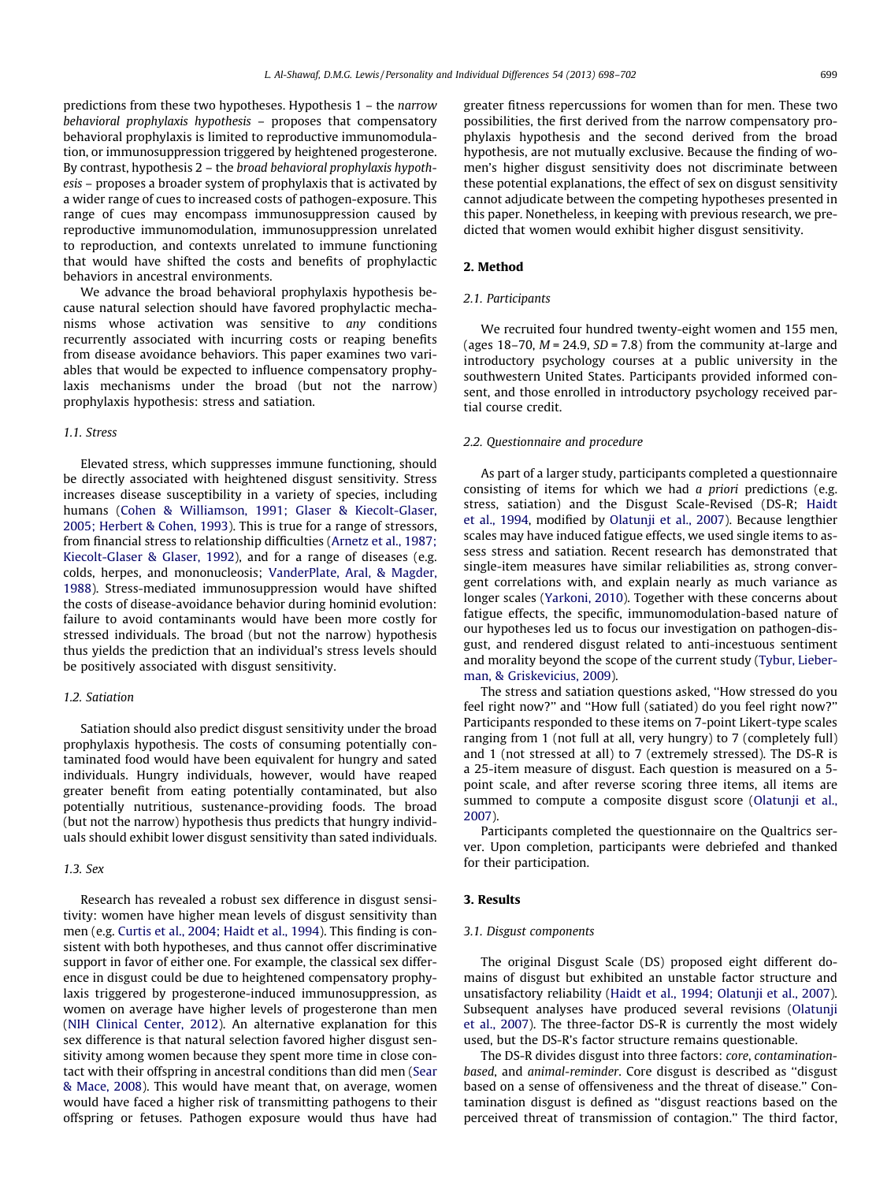predictions from these two hypotheses. Hypothesis 1 – the *narrow behavioral prophylaxis hypothesis* – proposes that compensatory behavioral prophylaxis is limited to reproductive immunomodulation, or immunosuppression triggered by heightened progesterone. By contrast, hypothesis 2 – the *broad behavioral prophylaxis hypothesis* – proposes a broader system of prophylaxis that is activated by a wider range of cues to increased costs of pathogen-exposure. This range of cues may encompass immunosuppression caused by reproductive immunomodulation, immunosuppression unrelated to reproduction, and contexts unrelated to immune functioning that would have shifted the costs and benefits of prophylactic behaviors in ancestral environments.

We advance the broad behavioral prophylaxis hypothesis because natural selection should have favored prophylactic mechanisms whose activation was sensitive to *any* conditions recurrently associated with incurring costs or reaping benefits from disease avoidance behaviors. This paper examines two variables that would be expected to influence compensatory prophylaxis mechanisms under the broad (but not the narrow) prophylaxis hypothesis: stress and satiation.

### 1.1. Stress

Elevated stress, which suppresses immune functioning, should be directly associated with heightened disgust sensitivity. Stress increases disease susceptibility in a variety of species, including humans (Cohen & Williamson, 1991; Glaser & Kiecolt-Glaser, 2005; Herbert & Cohen, 1993). This is true for a range of stressors, from financial stress to relationship difficulties (Arnetz et al., 1987; Kiecolt-Glaser & Glaser, 1992), and for a range of diseases (e.g. colds, herpes, and mononucleosis; VanderPlate, Aral, & Magder, 1988). Stress-mediated immunosuppression would have shifted the costs of disease-avoidance behavior during hominid evolution: failure to avoid contaminants would have been more costly for stressed individuals. The broad (but not the narrow) hypothesis thus yields the prediction that an individual's stress levels should be positively associated with disgust sensitivity.

### 1.2. Satiation

Satiation should also predict disgust sensitivity under the broad prophylaxis hypothesis. The costs of consuming potentially contaminated food would have been equivalent for hungry and sated individuals. Hungry individuals, however, would have reaped greater benefit from eating potentially contaminated, but also potentially nutritious, sustenance-providing foods. The broad (but not the narrow) hypothesis thus predicts that hungry individuals should exhibit lower disgust sensitivity than sated individuals.

### 1.3. Sex

Research has revealed a robust sex difference in disgust sensitivity: women have higher mean levels of disgust sensitivity than men (e.g. Curtis et al., 2004; Haidt et al., 1994). This finding is consistent with both hypotheses, and thus cannot offer discriminative support in favor of either one. For example, the classical sex difference in disgust could be due to heightened compensatory prophylaxis triggered by progesterone-induced immunosuppression, as women on average have higher levels of progesterone than men (NIH Clinical Center, 2012). An alternative explanation for this sex difference is that natural selection favored higher disgust sensitivity among women because they spent more time in close contact with their offspring in ancestral conditions than did men (Sear & Mace, 2008). This would have meant that, on average, women would have faced a higher risk of transmitting pathogens to their offspring or fetuses. Pathogen exposure would thus have had greater fitness repercussions for women than for men. These two possibilities, the first derived from the narrow compensatory prophylaxis hypothesis and the second derived from the broad hypothesis, are not mutually exclusive. Because the finding of women's higher disgust sensitivity does not discriminate between these potential explanations, the effect of sex on disgust sensitivity cannot adjudicate between the competing hypotheses presented in this paper. Nonetheless, in keeping with previous research, we predicted that women would exhibit higher disgust sensitivity.

## 2. Method

### 2.1. Participants

We recruited four hundred twenty-eight women and 155 men, (ages 18–70, $M = 24.9$, $SD = 7.8$) from the community at-large and introductory psychology courses at a public university in the southwestern United States. Participants provided informed consent, and those enrolled in introductory psychology received partial course credit.

### 2.2. Questionnaire and procedure

As part of a larger study, participants completed a questionnaire consisting of items for which we had *a priori* predictions (e.g. stress, satiation) and the Disgust Scale-Revised (DS-R; Haidt et al., 1994, modified by Olatunji et al., 2007). Because lengthier scales may have induced fatigue effects, we used single items to assess stress and satiation. Recent research has demonstrated that single-item measures have similar reliabilities as, strong convergent correlations with, and explain nearly as much variance as longer scales (Yarkoni, 2010). Together with these concerns about fatigue effects, the specific, immunomodulation-based nature of our hypotheses led us to focus our investigation on pathogen-disgust, and rendered disgust related to anti-incestuous sentiment and morality beyond the scope of the current study (Tybur, Lieberman, & Griskevicius, 2009).

The stress and satiation questions asked, "How stressed do you feel right now?" and "How full (satiated) do you feel right now?" Participants responded to these items on 7-point Likert-type scales ranging from 1 (not full at all, very hungry) to 7 (completely full) and 1 (not stressed at all) to 7 (extremely stressed). The DS-R is a 25-item measure of disgust. Each question is measured on a 5-point scale, and after reverse scoring three items, all items are summed to compute a composite disgust score (Olatunji et al., 2007).

Participants completed the questionnaire on the Qualtrics server. Upon completion, participants were debriefed and thanked for their participation.

## 3. Results

### 3.1. Disgust components

The original Disgust Scale (DS) proposed eight different domains of disgust but exhibited an unstable factor structure and unsatisfactory reliability (Haidt et al., 1994; Olatunji et al., 2007). Subsequent analyses have produced several revisions (Olatunji et al., 2007). The three-factor DS-R is currently the most widely used, but the DS-R's factor structure remains questionable.

The DS-R divides disgust into three factors: *core*, *contamination-based*, and *animal-reminder*. Core disgust is described as "disgust based on a sense of offensiveness and the threat of disease." Contamination disgust is defined as "disgust reactions based on the perceived threat of transmission of contagion." The third factor,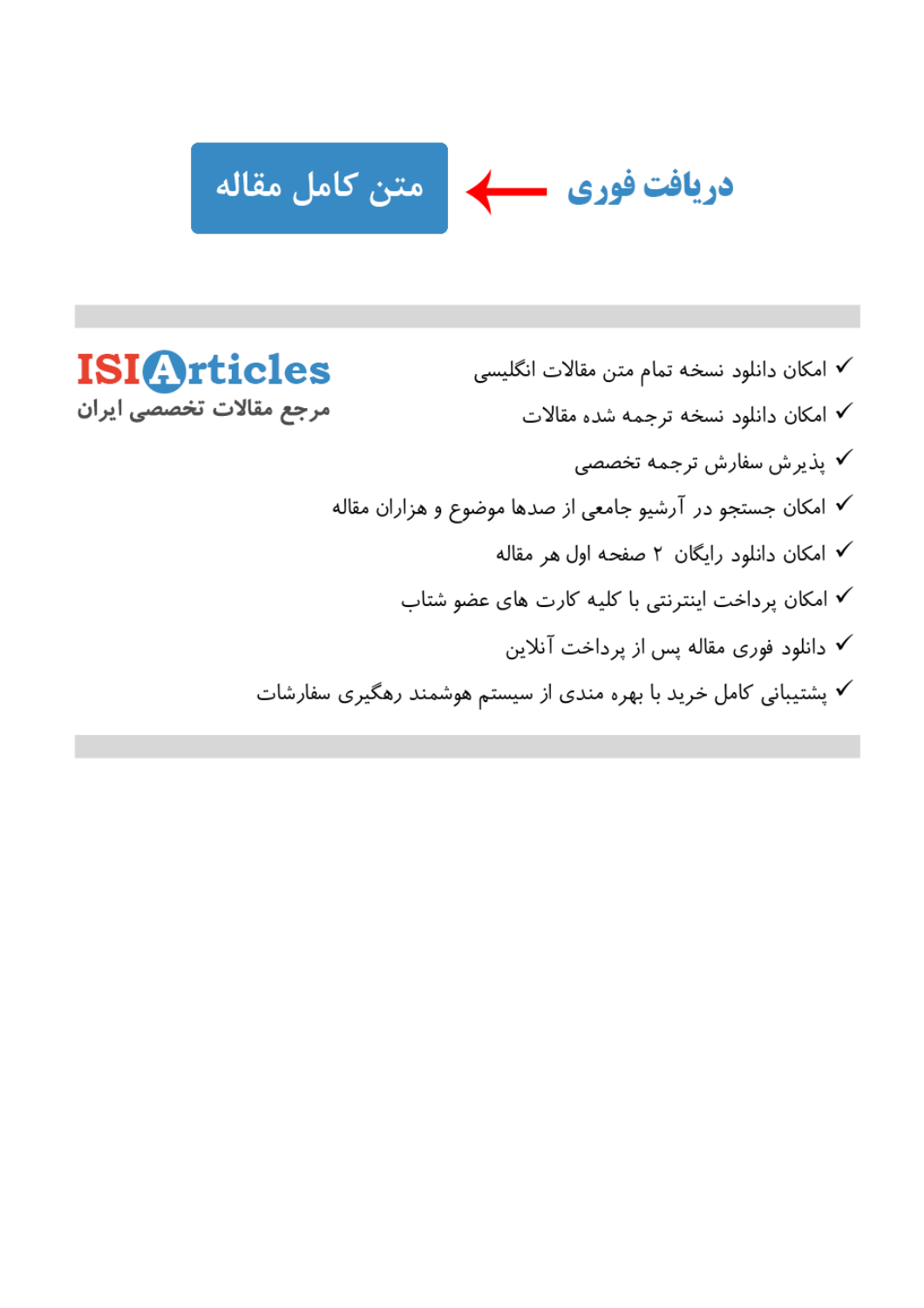دریافت فوری ← **متن کامل مقاله**

**ISIArticles**
مرجع مقالات تخصصی ایران

- ✓ امکان دانلود نسخه تمام متن مقالات انگلیسی
- ✓ امکان دانلود نسخه ترجمه شده مقالات
- ✓ پذیرش سفارش ترجمه تخصصی
- ✓ امکان جستجو در آرشیو جامعی از صدها موضوع و هزاران مقاله
- ✓ امکان دانلود رایگان ۲ صفحه اول هر مقاله
- ✓ امکان پرداخت اینترنتی با کلیه کارت های عضو شتاب
- ✓ دانلود فوری مقاله پس از پرداخت آنلاین
- ✓ پشتیبانی کامل خرید با بهره مندی از سیستم هوشمند رهگیری سفارشات